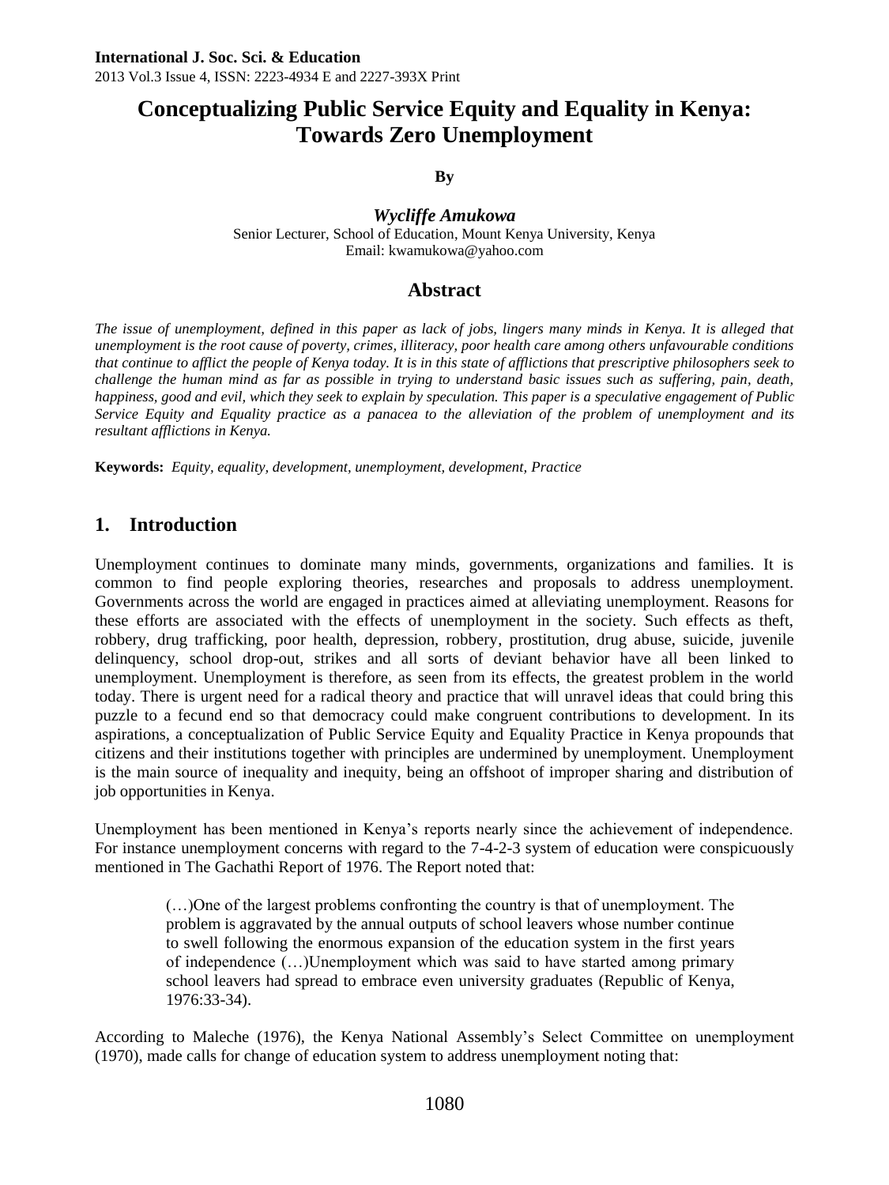# Conceptualizing Public Service Equity and Equality in Kenya: Towards Zero Unemployment

**By**

***Wycliffe Amukowa***

Senior Lecturer, School of Education, Mount Kenya University, Kenya
Email: kwamukowa@yahoo.com

## Abstract

*The issue of unemployment, defined in this paper as lack of jobs, lingers many minds in Kenya. It is alleged that unemployment is the root cause of poverty, crimes, illiteracy, poor health care among others unfavourable conditions that continue to afflict the people of Kenya today. It is in this state of afflictions that prescriptive philosophers seek to challenge the human mind as far as possible in trying to understand basic issues such as suffering, pain, death, happiness, good and evil, which they seek to explain by speculation. This paper is a speculative engagement of Public Service Equity and Equality practice as a panacea to the alleviation of the problem of unemployment and its resultant afflictions in Kenya.*

**Keywords:** *Equity, equality, development, unemployment, development, Practice*

## 1. Introduction

Unemployment continues to dominate many minds, governments, organizations and families. It is common to find people exploring theories, researches and proposals to address unemployment. Governments across the world are engaged in practices aimed at alleviating unemployment. Reasons for these efforts are associated with the effects of unemployment in the society. Such effects as theft, robbery, drug trafficking, poor health, depression, robbery, prostitution, drug abuse, suicide, juvenile delinquency, school drop-out, strikes and all sorts of deviant behavior have all been linked to unemployment. Unemployment is therefore, as seen from its effects, the greatest problem in the world today. There is urgent need for a radical theory and practice that will unravel ideas that could bring this puzzle to a fecund end so that democracy could make congruent contributions to development. In its aspirations, a conceptualization of Public Service Equity and Equality Practice in Kenya propounds that citizens and their institutions together with principles are undermined by unemployment. Unemployment is the main source of inequality and inequity, being an offshoot of improper sharing and distribution of job opportunities in Kenya.

Unemployment has been mentioned in Kenya's reports nearly since the achievement of independence. For instance unemployment concerns with regard to the 7-4-2-3 system of education were conspicuously mentioned in The Gachathi Report of 1976. The Report noted that:

> (…)One of the largest problems confronting the country is that of unemployment. The problem is aggravated by the annual outputs of school leavers whose number continue to swell following the enormous expansion of the education system in the first years of independence (…)Unemployment which was said to have started among primary school leavers had spread to embrace even university graduates (Republic of Kenya, 1976:33-34).

According to Maleche (1976), the Kenya National Assembly's Select Committee on unemployment (1970), made calls for change of education system to address unemployment noting that: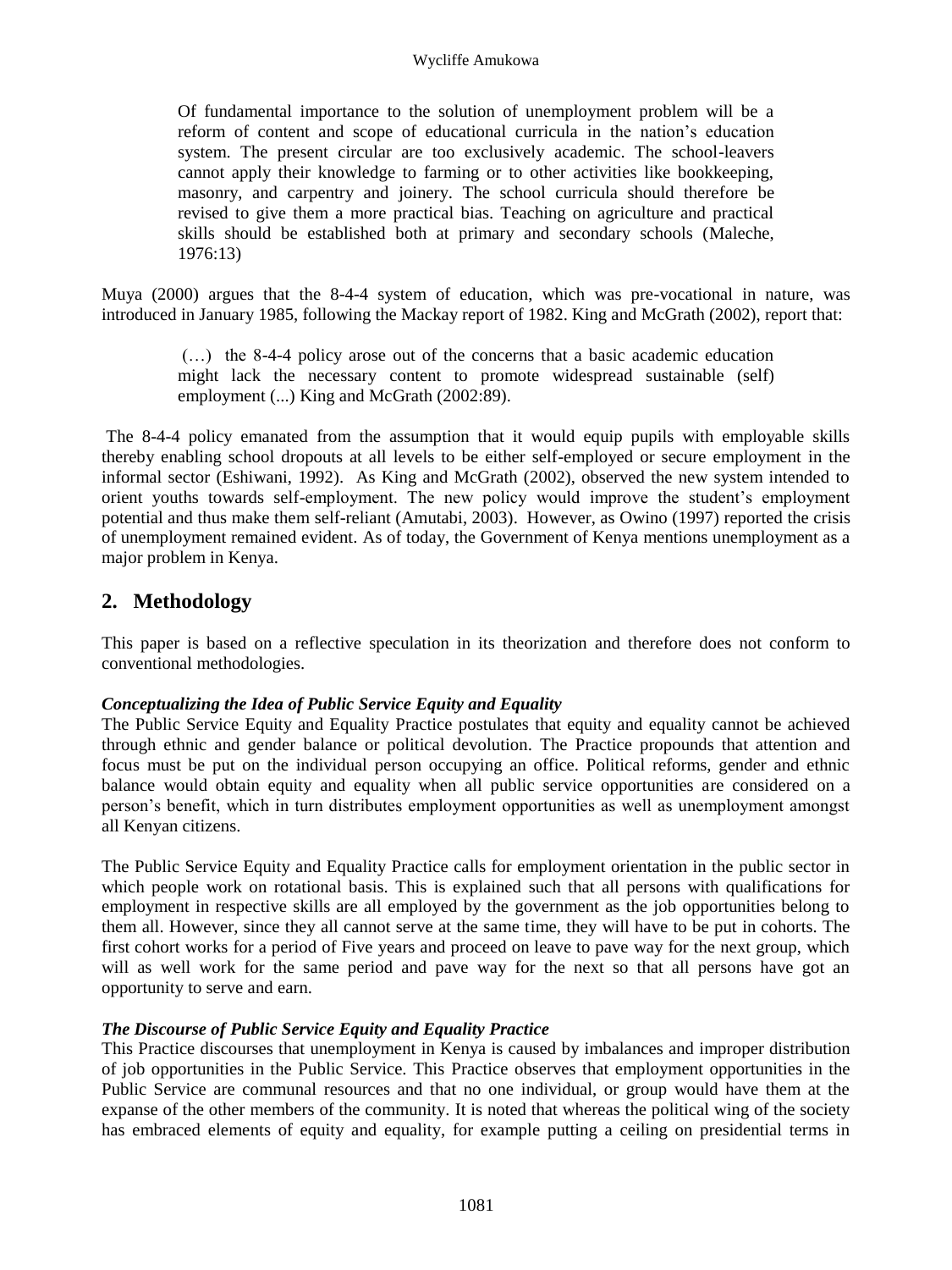> Of fundamental importance to the solution of unemployment problem will be a reform of content and scope of educational curricula in the nation's education system. The present circular are too exclusively academic. The school-leavers cannot apply their knowledge to farming or to other activities like bookkeeping, masonry, and carpentry and joinery. The school curricula should therefore be revised to give them a more practical bias. Teaching on agriculture and practical skills should be established both at primary and secondary schools (Maleche, 1976:13)

Muya (2000) argues that the 8-4-4 system of education, which was pre-vocational in nature, was introduced in January 1985, following the Mackay report of 1982. King and McGrath (2002), report that:

> (…) the 8-4-4 policy arose out of the concerns that a basic academic education might lack the necessary content to promote widespread sustainable (self) employment (...) King and McGrath (2002:89).

The 8-4-4 policy emanated from the assumption that it would equip pupils with employable skills thereby enabling school dropouts at all levels to be either self-employed or secure employment in the informal sector (Eshiwani, 1992). As King and McGrath (2002), observed the new system intended to orient youths towards self-employment. The new policy would improve the student's employment potential and thus make them self-reliant (Amutabi, 2003). However, as Owino (1997) reported the crisis of unemployment remained evident. As of today, the Government of Kenya mentions unemployment as a major problem in Kenya.

## 2. Methodology

This paper is based on a reflective speculation in its theorization and therefore does not conform to conventional methodologies.

### *Conceptualizing the Idea of Public Service Equity and Equality*

The Public Service Equity and Equality Practice postulates that equity and equality cannot be achieved through ethnic and gender balance or political devolution. The Practice propounds that attention and focus must be put on the individual person occupying an office. Political reforms, gender and ethnic balance would obtain equity and equality when all public service opportunities are considered on a person's benefit, which in turn distributes employment opportunities as well as unemployment amongst all Kenyan citizens.

The Public Service Equity and Equality Practice calls for employment orientation in the public sector in which people work on rotational basis. This is explained such that all persons with qualifications for employment in respective skills are all employed by the government as the job opportunities belong to them all. However, since they all cannot serve at the same time, they will have to be put in cohorts. The first cohort works for a period of Five years and proceed on leave to pave way for the next group, which will as well work for the same period and pave way for the next so that all persons have got an opportunity to serve and earn.

### *The Discourse of Public Service Equity and Equality Practice*

This Practice discourses that unemployment in Kenya is caused by imbalances and improper distribution of job opportunities in the Public Service. This Practice observes that employment opportunities in the Public Service are communal resources and that no one individual, or group would have them at the expanse of the other members of the community. It is noted that whereas the political wing of the society has embraced elements of equity and equality, for example putting a ceiling on presidential terms in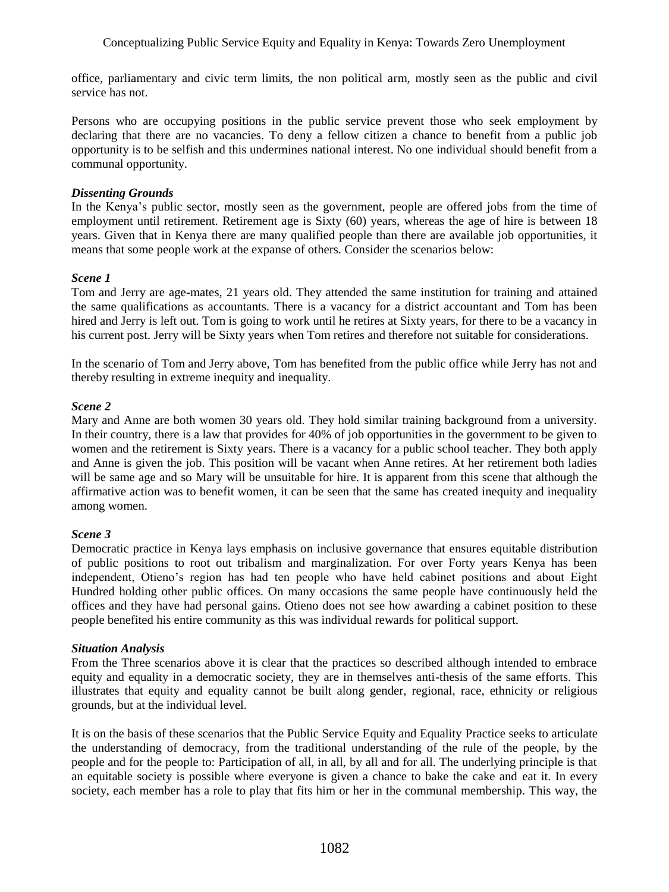office, parliamentary and civic term limits, the non political arm, mostly seen as the public and civil service has not.

Persons who are occupying positions in the public service prevent those who seek employment by declaring that there are no vacancies. To deny a fellow citizen a chance to benefit from a public job opportunity is to be selfish and this undermines national interest. No one individual should benefit from a communal opportunity.

***Dissenting Grounds***

In the Kenya's public sector, mostly seen as the government, people are offered jobs from the time of employment until retirement. Retirement age is Sixty (60) years, whereas the age of hire is between 18 years. Given that in Kenya there are many qualified people than there are available job opportunities, it means that some people work at the expanse of others. Consider the scenarios below:

***Scene 1***

Tom and Jerry are age-mates, 21 years old. They attended the same institution for training and attained the same qualifications as accountants. There is a vacancy for a district accountant and Tom has been hired and Jerry is left out. Tom is going to work until he retires at Sixty years, for there to be a vacancy in his current post. Jerry will be Sixty years when Tom retires and therefore not suitable for considerations.

In the scenario of Tom and Jerry above, Tom has benefited from the public office while Jerry has not and thereby resulting in extreme inequity and inequality.

***Scene 2***

Mary and Anne are both women 30 years old. They hold similar training background from a university. In their country, there is a law that provides for 40% of job opportunities in the government to be given to women and the retirement is Sixty years. There is a vacancy for a public school teacher. They both apply and Anne is given the job. This position will be vacant when Anne retires. At her retirement both ladies will be same age and so Mary will be unsuitable for hire. It is apparent from this scene that although the affirmative action was to benefit women, it can be seen that the same has created inequity and inequality among women.

***Scene 3***

Democratic practice in Kenya lays emphasis on inclusive governance that ensures equitable distribution of public positions to root out tribalism and marginalization. For over Forty years Kenya has been independent, Otieno's region has had ten people who have held cabinet positions and about Eight Hundred holding other public offices. On many occasions the same people have continuously held the offices and they have had personal gains. Otieno does not see how awarding a cabinet position to these people benefited his entire community as this was individual rewards for political support.

***Situation Analysis***

From the Three scenarios above it is clear that the practices so described although intended to embrace equity and equality in a democratic society, they are in themselves anti-thesis of the same efforts. This illustrates that equity and equality cannot be built along gender, regional, race, ethnicity or religious grounds, but at the individual level.

It is on the basis of these scenarios that the Public Service Equity and Equality Practice seeks to articulate the understanding of democracy, from the traditional understanding of the rule of the people, by the people and for the people to: Participation of all, in all, by all and for all. The underlying principle is that an equitable society is possible where everyone is given a chance to bake the cake and eat it. In every society, each member has a role to play that fits him or her in the communal membership. This way, the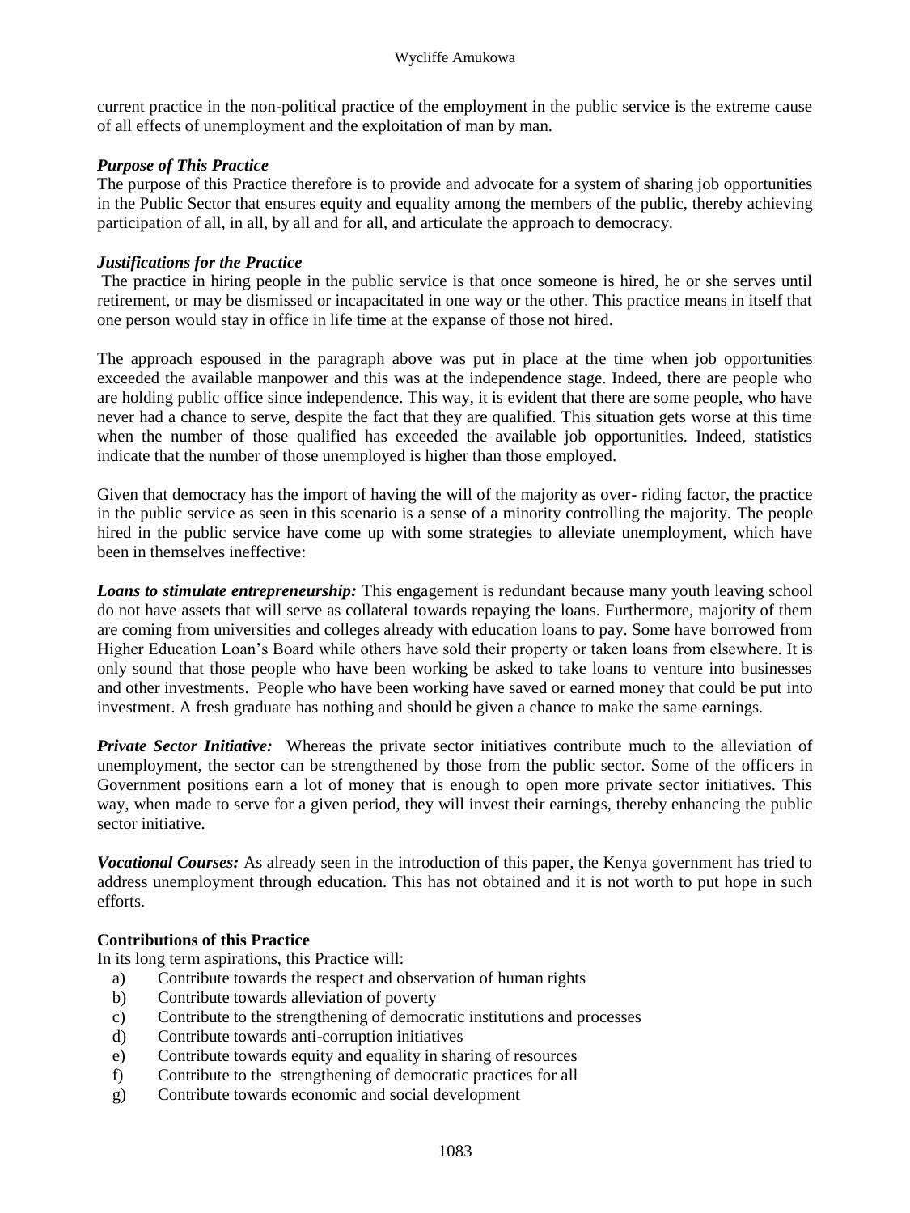current practice in the non-political practice of the employment in the public service is the extreme cause of all effects of unemployment and the exploitation of man by man.

### *Purpose of This Practice*

The purpose of this Practice therefore is to provide and advocate for a system of sharing job opportunities in the Public Sector that ensures equity and equality among the members of the public, thereby achieving participation of all, in all, by all and for all, and articulate the approach to democracy.

### *Justifications for the Practice*

The practice in hiring people in the public service is that once someone is hired, he or she serves until retirement, or may be dismissed or incapacitated in one way or the other. This practice means in itself that one person would stay in office in life time at the expanse of those not hired.

The approach espoused in the paragraph above was put in place at the time when job opportunities exceeded the available manpower and this was at the independence stage. Indeed, there are people who are holding public office since independence. This way, it is evident that there are some people, who have never had a chance to serve, despite the fact that they are qualified. This situation gets worse at this time when the number of those qualified has exceeded the available job opportunities. Indeed, statistics indicate that the number of those unemployed is higher than those employed.

Given that democracy has the import of having the will of the majority as over- riding factor, the practice in the public service as seen in this scenario is a sense of a minority controlling the majority. The people hired in the public service have come up with some strategies to alleviate unemployment, which have been in themselves ineffective:

***Loans to stimulate entrepreneurship:*** This engagement is redundant because many youth leaving school do not have assets that will serve as collateral towards repaying the loans. Furthermore, majority of them are coming from universities and colleges already with education loans to pay. Some have borrowed from Higher Education Loan's Board while others have sold their property or taken loans from elsewhere. It is only sound that those people who have been working be asked to take loans to venture into businesses and other investments. People who have been working have saved or earned money that could be put into investment. A fresh graduate has nothing and should be given a chance to make the same earnings.

***Private Sector Initiative:*** Whereas the private sector initiatives contribute much to the alleviation of unemployment, the sector can be strengthened by those from the public sector. Some of the officers in Government positions earn a lot of money that is enough to open more private sector initiatives. This way, when made to serve for a given period, they will invest their earnings, thereby enhancing the public sector initiative.

***Vocational Courses:*** As already seen in the introduction of this paper, the Kenya government has tried to address unemployment through education. This has not obtained and it is not worth to put hope in such efforts.

### **Contributions of this Practice**

In its long term aspirations, this Practice will:

a) Contribute towards the respect and observation of human rights
b) Contribute towards alleviation of poverty
c) Contribute to the strengthening of democratic institutions and processes
d) Contribute towards anti-corruption initiatives
e) Contribute towards equity and equality in sharing of resources
f) Contribute to the strengthening of democratic practices for all
g) Contribute towards economic and social development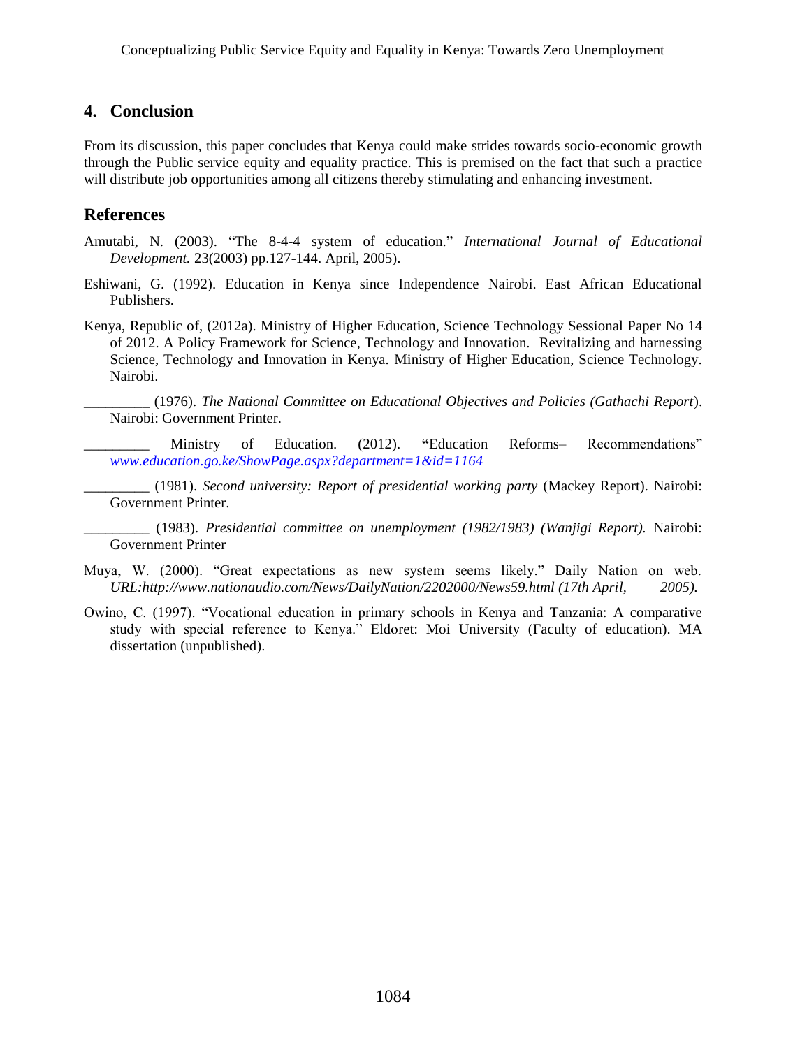## 4. Conclusion

From its discussion, this paper concludes that Kenya could make strides towards socio-economic growth through the Public service equity and equality practice. This is premised on the fact that such a practice will distribute job opportunities among all citizens thereby stimulating and enhancing investment.

## References

Amutabi, N. (2003). "The 8-4-4 system of education." *International Journal of Educational Development.* 23(2003) pp.127-144. April, 2005).

Eshiwani, G. (1992). Education in Kenya since Independence Nairobi. East African Educational Publishers.

Kenya, Republic of, (2012a). Ministry of Higher Education, Science Technology Sessional Paper No 14 of 2012. A Policy Framework for Science, Technology and Innovation. Revitalizing and harnessing Science, Technology and Innovation in Kenya. Ministry of Higher Education, Science Technology. Nairobi.

_________ (1976). *The National Committee on Educational Objectives and Policies (Gathachi Report*). Nairobi: Government Printer.

_________ Ministry of Education. (2012). **"**Education Reforms– Recommendations" *www.education.go.ke/ShowPage.aspx?department=1&id=1164*

_________ (1981). *Second university: Report of presidential working party* (Mackey Report). Nairobi: Government Printer.

_________ (1983). *Presidential committee on unemployment (1982/1983) (Wanjigi Report).* Nairobi: Government Printer

Muya, W. (2000). "Great expectations as new system seems likely." Daily Nation on web. *URL:http://www.nationaudio.com/News/DailyNation/2202000/News59.html (17th April, 2005).*

Owino, C. (1997). "Vocational education in primary schools in Kenya and Tanzania: A comparative study with special reference to Kenya." Eldoret: Moi University (Faculty of education). MA dissertation (unpublished).